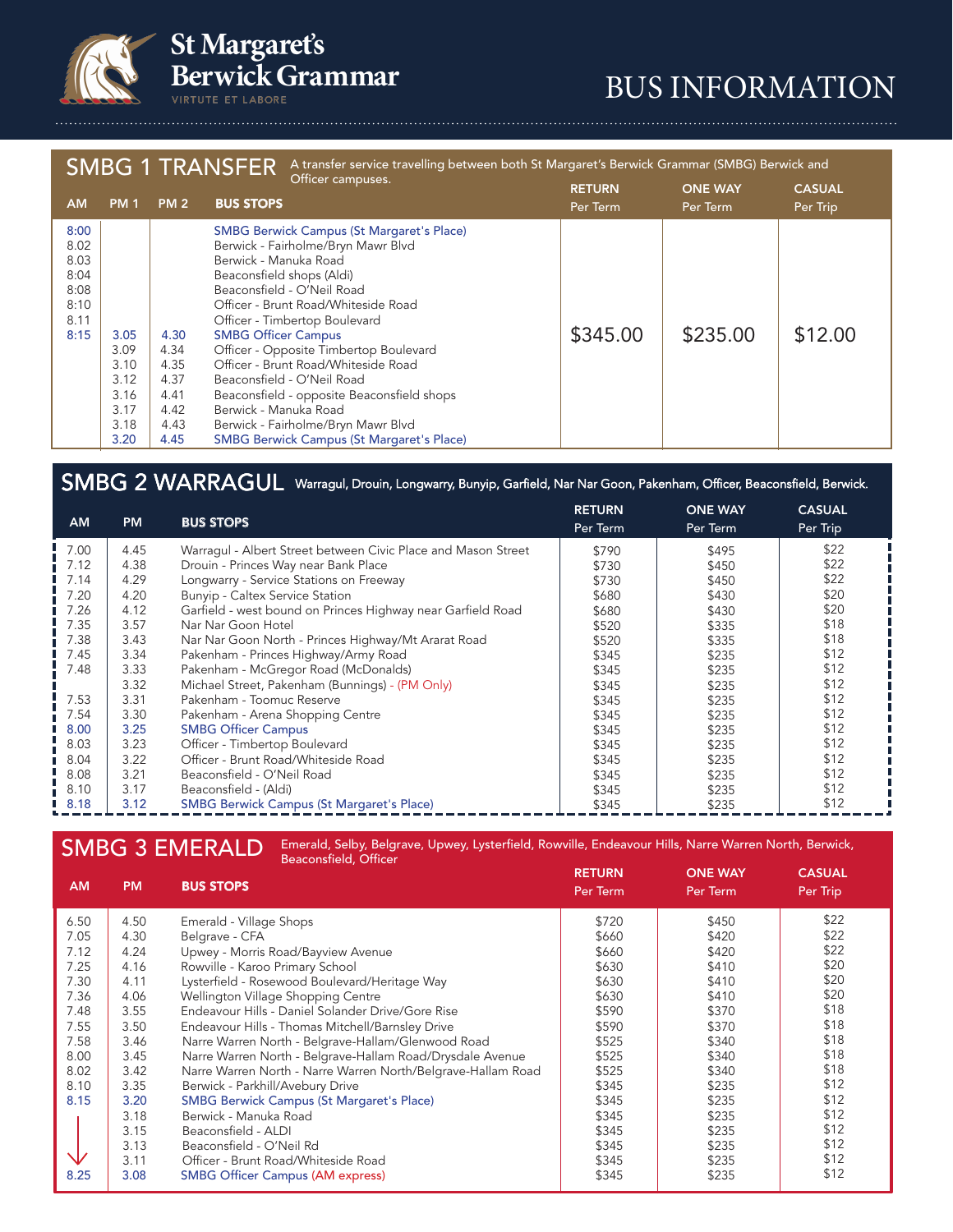# St Margaret's Berwick Grammar

VIRTUTE ET LABORE

# BUS INFORMATION

## SMBG 1 TRANSFER

A transfer service travelling between both St Margaret's Berwick Grammar (SMBG) Berwick and Officer campuses.

| AM | PM 1 | PM 2 | BUS STOPS | RETURN Per Term | ONE WAY Per Term | CASUAL Per Trip |
|---|---|---|---|---|---|---|
| 8:00 | | | SMBG Berwick Campus (St Margaret's Place) | $345.00 | $235.00 | $12.00 |
| 8.02 | | | Berwick - Fairholme/Bryn Mawr Blvd | | | |
| 8.03 | | | Berwick - Manuka Road | | | |
| 8:04 | | | Beaconsfield shops (Aldi) | | | |
| 8:08 | | | Beaconsfield - O'Neil Road | | | |
| 8:10 | | | Officer - Brunt Road/Whiteside Road | | | |
| 8.11 | | | Officer - Timbertop Boulevard | | | |
| 8:15 | 3.05 | 4.30 | SMBG Officer Campus | | | |
| | 3.09 | 4.34 | Officer - Opposite Timbertop Boulevard | | | |
| | 3.10 | 4.35 | Officer - Brunt Road/Whiteside Road | | | |
| | 3.12 | 4.37 | Beaconsfield - O'Neil Road | | | |
| | 3.16 | 4.41 | Beaconsfield - opposite Beaconsfield shops | | | |
| | 3.17 | 4.42 | Berwick - Manuka Road | | | |
| | 3.18 | 4.43 | Berwick - Fairholme/Bryn Mawr Blvd | | | |
| | 3.20 | 4.45 | SMBG Berwick Campus (St Margaret's Place) | | | |

## SMBG 2 WARRAGUL

Warragul, Drouin, Longwarry, Bunyip, Garfield, Nar Nar Goon, Pakenham, Officer, Beaconsfield, Berwick.

| AM | PM | BUS STOPS | RETURN Per Term | ONE WAY Per Term | CASUAL Per Trip |
|---|---|---|---|---|---|
| 7.00 | 4.45 | Warragul - Albert Street between Civic Place and Mason Street | $790 | $495 | $22 |
| 7.12 | 4.38 | Drouin - Princes Way near Bank Place | $730 | $450 | $22 |
| 7.14 | 4.29 | Longwarry - Service Stations on Freeway | $730 | $450 | $22 |
| 7.20 | 4.20 | Bunyip - Caltex Service Station | $680 | $430 | $20 |
| 7.26 | 4.12 | Garfield - west bound on Princes Highway near Garfield Road | $680 | $430 | $20 |
| 7.35 | 3.57 | Nar Nar Goon Hotel | $520 | $335 | $18 |
| 7.38 | 3.43 | Nar Nar Goon North - Princes Highway/Mt Ararat Road | $520 | $335 | $18 |
| 7.45 | 3.34 | Pakenham - Princes Highway/Army Road | $345 | $235 | $12 |
| 7.48 | 3.33 | Pakenham - McGregor Road (McDonalds) | $345 | $235 | $12 |
| | 3.32 | Michael Street, Pakenham (Bunnings) - (PM Only) | $345 | $235 | $12 |
| 7.53 | 3.31 | Pakenham - Toomuc Reserve | $345 | $235 | $12 |
| 7.54 | 3.30 | Pakenham - Arena Shopping Centre | $345 | $235 | $12 |
| 8.00 | 3.25 | SMBG Officer Campus | $345 | $235 | $12 |
| 8.03 | 3.23 | Officer - Timbertop Boulevard | $345 | $235 | $12 |
| 8.04 | 3.22 | Officer - Brunt Road/Whiteside Road | $345 | $235 | $12 |
| 8.08 | 3.21 | Beaconsfield - O'Neil Road | $345 | $235 | $12 |
| 8.10 | 3.17 | Beaconsfield - (Aldi) | $345 | $235 | $12 |
| 8.18 | 3.12 | SMBG Berwick Campus (St Margaret's Place) | $345 | $235 | $12 |

## SMBG 3 EMERALD

Emerald, Selby, Belgrave, Upwey, Lysterfield, Rowville, Endeavour Hills, Narre Warren North, Berwick, Beaconsfield, Officer

| AM | PM | BUS STOPS | RETURN Per Term | ONE WAY Per Term | CASUAL Per Trip |
|---|---|---|---|---|---|
| 6.50 | 4.50 | Emerald - Village Shops | $720 | $450 | $22 |
| 7.05 | 4.30 | Belgrave - CFA | $660 | $420 | $22 |
| 7.12 | 4.24 | Upwey - Morris Road/Bayview Avenue | $660 | $420 | $22 |
| 7.25 | 4.16 | Rowville - Karoo Primary School | $630 | $410 | $20 |
| 7.30 | 4.11 | Lysterfield - Rosewood Boulevard/Heritage Way | $630 | $410 | $20 |
| 7.36 | 4.06 | Wellington Village Shopping Centre | $630 | $410 | $20 |
| 7.48 | 3.55 | Endeavour Hills - Daniel Solander Drive/Gore Rise | $590 | $370 | $18 |
| 7.55 | 3.50 | Endeavour Hills - Thomas Mitchell/Barnsley Drive | $590 | $370 | $18 |
| 7.58 | 3.46 | Narre Warren North - Belgrave-Hallam/Glenwood Road | $525 | $340 | $18 |
| 8.00 | 3.45 | Narre Warren North - Belgrave-Hallam Road/Drysdale Avenue | $525 | $340 | $18 |
| 8.02 | 3.42 | Narre Warren North - Narre Warren North/Belgrave-Hallam Road | $525 | $340 | $18 |
| 8.10 | 3.35 | Berwick - Parkhill/Avebury Drive | $345 | $235 | $12 |
| 8.15 | 3.20 | SMBG Berwick Campus (St Margaret's Place) | $345 | $235 | $12 |
| ↓ | 3.18 | Berwick - Manuka Road | $345 | $235 | $12 |
| | 3.15 | Beaconsfield - ALDI | $345 | $235 | $12 |
| | 3.13 | Beaconsfield - O'Neil Rd | $345 | $235 | $12 |
| | 3.11 | Officer - Brunt Road/Whiteside Road | $345 | $235 | $12 |
| 8.25 | 3.08 | SMBG Officer Campus (AM express) | $345 | $235 | $12 |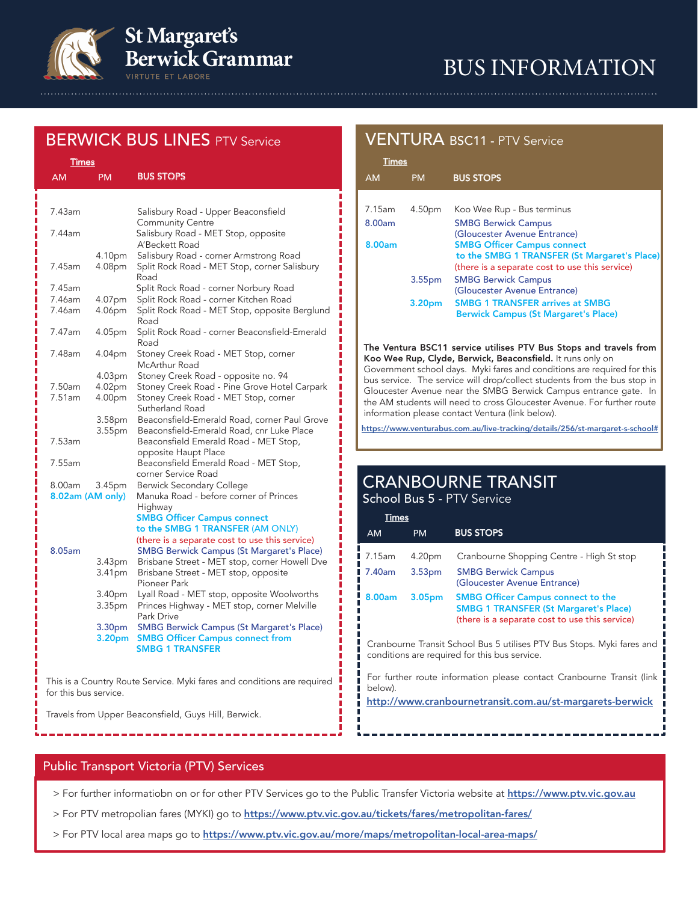# St Margaret's Berwick Grammar

VIRTUTE ET LABORE

# BUS INFORMATION

## BERWICK BUS LINES PTV Service

| AM | PM | BUS STOPS |
|---|---|---|
| 7.43am | | Salisbury Road - Upper Beaconsfield Community Centre |
| 7.44am | | Salisbury Road - MET Stop, opposite A'Beckett Road |
| | 4.10pm | Salisbury Road - corner Armstrong Road |
| 7.45am | 4.08pm | Split Rock Road - MET Stop, corner Salisbury Road |
| 7.45am | | Split Rock Road - corner Norbury Road |
| 7.46am | 4.07pm | Split Rock Road - corner Kitchen Road |
| 7.46am | 4.06pm | Split Rock Road - MET Stop, opposite Berglund Road |
| 7.47am | 4.05pm | Split Rock Road - corner Beaconsfield-Emerald Road |
| 7.48am | 4.04pm | Stoney Creek Road - MET Stop, corner McArthur Road |
| | 4.03pm | Stoney Creek Road - opposite no. 94 |
| 7.50am | 4.02pm | Stoney Creek Road - Pine Grove Hotel Carpark |
| 7.51am | 4.00pm | Stoney Creek Road - MET Stop, corner Sutherland Road |
| | 3.58pm | Beaconsfield-Emerald Road, corner Paul Grove |
| | 3.55pm | Beaconsfield-Emerald Road, cnr Luke Place |
| 7.53am | | Beaconsfield Emerald Road - MET Stop, opposite Haupt Place |
| 7.55am | | Beaconsfield Emerald Road - MET Stop, corner Service Road |
| 8.00am | 3.45pm | Berwick Secondary College |
| 8.02am (AM only) | | Manuka Road - before corner of Princes Highway |
| | | SMBG Officer Campus connect to the SMBG 1 TRANSFER (AM ONLY) (there is a separate cost to use this service) |
| 8.05am | | SMBG Berwick Campus (St Margaret's Place) |
| | 3.43pm | Brisbane Street - MET stop, corner Howell Dve |
| | 3.41pm | Brisbane Street - MET stop, opposite Pioneer Park |
| | 3.40pm | Lyall Road - MET stop, opposite Woolworths |
| | 3.35pm | Princes Highway - MET stop, corner Melville Park Drive |
| | 3.30pm | SMBG Berwick Campus (St Margaret's Place) |
| | 3.20pm | SMBG Officer Campus connect from SMBG 1 TRANSFER |

This is a Country Route Service. Myki fares and conditions are required for this bus service.

Travels from Upper Beaconsfield, Guys Hill, Berwick.

## VENTURA BSC11 - PTV Service

| AM | PM | BUS STOPS |
|---|---|---|
| 7.15am | 4.50pm | Koo Wee Rup - Bus terminus |
| 8.00am | | SMBG Berwick Campus (Gloucester Avenue Entrance) |
| 8.00am | | SMBG Officer Campus connect to the SMBG 1 TRANSFER (St Margaret's Place) (there is a separate cost to use this service) |
| | 3.55pm | SMBG Berwick Campus (Gloucester Avenue Entrance) |
| | 3.20pm | SMBG 1 TRANSFER arrives at SMBG Berwick Campus (St Margaret's Place) |

**The Ventura BSC11 service utilises PTV Bus Stops and travels from Koo Wee Rup, Clyde, Berwick, Beaconsfield.** It runs only on Government school days. Myki fares and conditions are required for this bus service. The service will drop/collect students from the bus stop in Gloucester Avenue near the SMBG Berwick Campus entrance gate. In the AM students will need to cross Gloucester Avenue. For further route information please contact Ventura (link below).

https://www.venturabus.com.au/live-tracking/details/256/st-margaret-s-school#

## CRANBOURNE TRANSIT

### School Bus 5 - PTV Service

| AM | PM | BUS STOPS |
|---|---|---|
| 7.15am | 4.20pm | Cranbourne Shopping Centre - High St stop |
| 7.40am | 3.53pm | SMBG Berwick Campus (Gloucester Avenue Entrance) |
| 8.00am | 3.05pm | SMBG Officer Campus connect to the SMBG 1 TRANSFER (St Margaret's Place) (there is a separate cost to use this service) |

Cranbourne Transit School Bus 5 utilises PTV Bus Stops. Myki fares and conditions are required for this bus service.

For further route information please contact Cranbourne Transit (link below).

http://www.cranbournetransit.com.au/st-margarets-berwick

## Public Transport Victoria (PTV) Services

> For further informatiobn on or for other PTV Services go to the Public Transfer Victoria website at https://www.ptv.vic.gov.au

> For PTV metropolian fares (MYKI) go to https://www.ptv.vic.gov.au/tickets/fares/metropolitan-fares/

> For PTV local area maps go to https://www.ptv.vic.gov.au/more/maps/metropolitan-local-area-maps/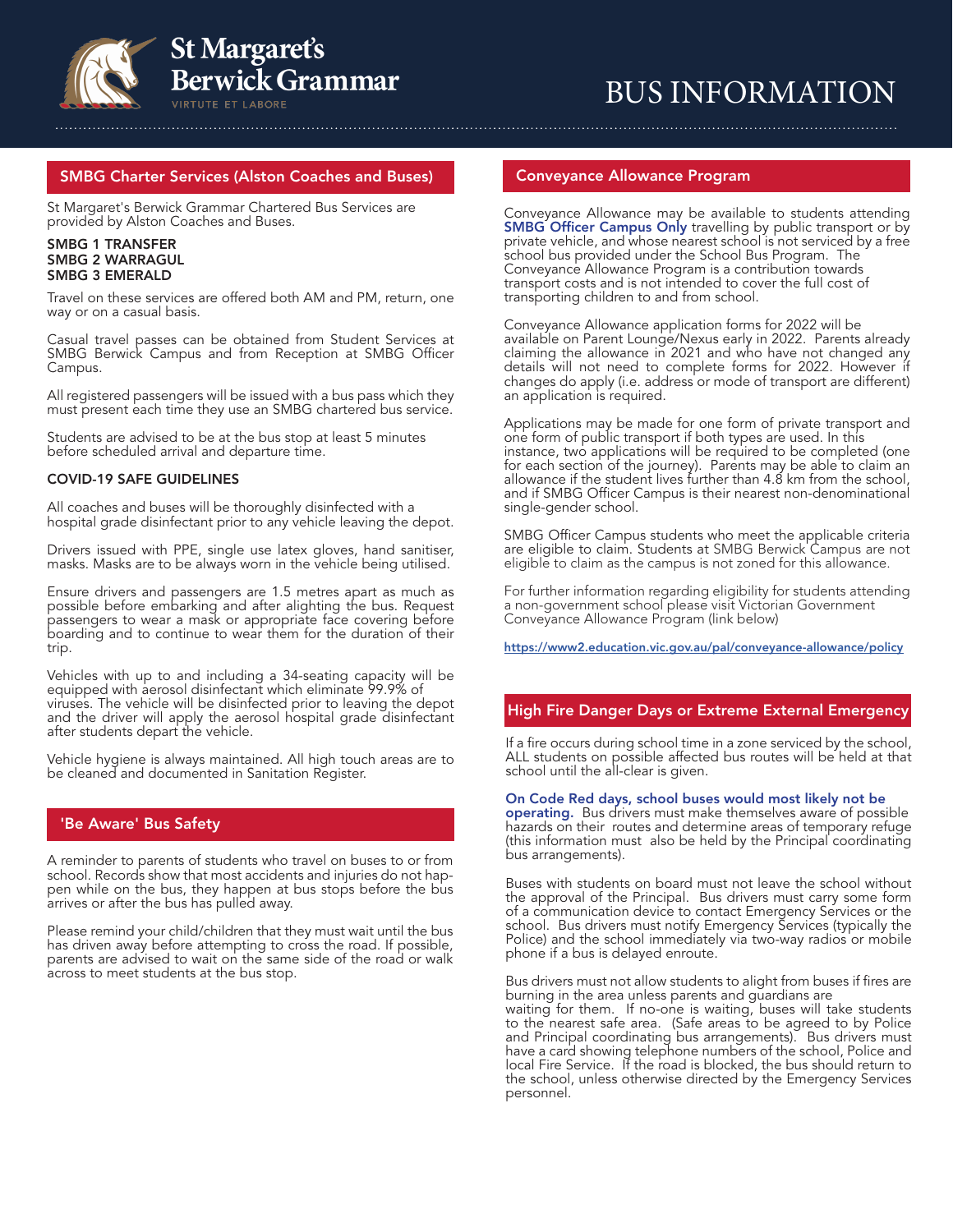# BUS INFORMATION

## SMBG Charter Services (Alston Coaches and Buses)

St Margaret's Berwick Grammar Chartered Bus Services are provided by Alston Coaches and Buses.

**SMBG 1 TRANSFER**
**SMBG 2 WARRAGUL**
**SMBG 3 EMERALD**

Travel on these services are offered both AM and PM, return, one way or on a casual basis.

Casual travel passes can be obtained from Student Services at SMBG Berwick Campus and from Reception at SMBG Officer Campus.

All registered passengers will be issued with a bus pass which they must present each time they use an SMBG chartered bus service.

Students are advised to be at the bus stop at least 5 minutes before scheduled arrival and departure time.

### COVID-19 SAFE GUIDELINES

All coaches and buses will be thoroughly disinfected with a hospital grade disinfectant prior to any vehicle leaving the depot.

Drivers issued with PPE, single use latex gloves, hand sanitiser, masks. Masks are to be always worn in the vehicle being utilised.

Ensure drivers and passengers are 1.5 metres apart as much as possible before embarking and after alighting the bus. Request passengers to wear a mask or appropriate face covering before boarding and to continue to wear them for the duration of their trip.

Vehicles with up to and including a 34-seating capacity will be equipped with aerosol disinfectant which eliminate 99.9% of viruses. The vehicle will be disinfected prior to leaving the depot and the driver will apply the aerosol hospital grade disinfectant after students depart the vehicle.

Vehicle hygiene is always maintained. All high touch areas are to be cleaned and documented in Sanitation Register.

## 'Be Aware' Bus Safety

A reminder to parents of students who travel on buses to or from school. Records show that most accidents and injuries do not happen while on the bus, they happen at bus stops before the bus arrives or after the bus has pulled away.

Please remind your child/children that they must wait until the bus has driven away before attempting to cross the road. If possible, parents are advised to wait on the same side of the road or walk across to meet students at the bus stop.

## Conveyance Allowance Program

Conveyance Allowance may be available to students attending **SMBG Officer Campus Only** travelling by public transport or by private vehicle, and whose nearest school is not serviced by a free school bus provided under the School Bus Program. The Conveyance Allowance Program is a contribution towards transport costs and is not intended to cover the full cost of transporting children to and from school.

Conveyance Allowance application forms for 2022 will be available on Parent Lounge/Nexus early in 2022. Parents already claiming the allowance in 2021 and who have not changed any details will not need to complete forms for 2022. However if changes do apply (i.e. address or mode of transport are different) an application is required.

Applications may be made for one form of private transport and one form of public transport if both types are used. In this instance, two applications will be required to be completed (one for each section of the journey). Parents may be able to claim an allowance if the student lives further than 4.8 km from the school, and if SMBG Officer Campus is their nearest non-denominational single-gender school.

SMBG Officer Campus students who meet the applicable criteria are eligible to claim. Students at SMBG Berwick Campus are not eligible to claim as the campus is not zoned for this allowance.

For further information regarding eligibility for students attending a non-government school please visit Victorian Government Conveyance Allowance Program (link below)

https://www2.education.vic.gov.au/pal/conveyance-allowance/policy

## High Fire Danger Days or Extreme External Emergency

If a fire occurs during school time in a zone serviced by the school, ALL students on possible affected bus routes will be held at that school until the all-clear is given.

**On Code Red days, school buses would most likely not be operating.** Bus drivers must make themselves aware of possible hazards on their routes and determine areas of temporary refuge (this information must also be held by the Principal coordinating bus arrangements).

Buses with students on board must not leave the school without the approval of the Principal. Bus drivers must carry some form of a communication device to contact Emergency Services or the school. Bus drivers must notify Emergency Services (typically the Police) and the school immediately via two-way radios or mobile phone if a bus is delayed enroute.

Bus drivers must not allow students to alight from buses if fires are burning in the area unless parents and guardians are waiting for them. If no-one is waiting, buses will take students to the nearest safe area. (Safe areas to be agreed to by Police and Principal coordinating bus arrangements). Bus drivers must have a card showing telephone numbers of the school, Police and local Fire Service. If the road is blocked, the bus should return to the school, unless otherwise directed by the Emergency Services personnel.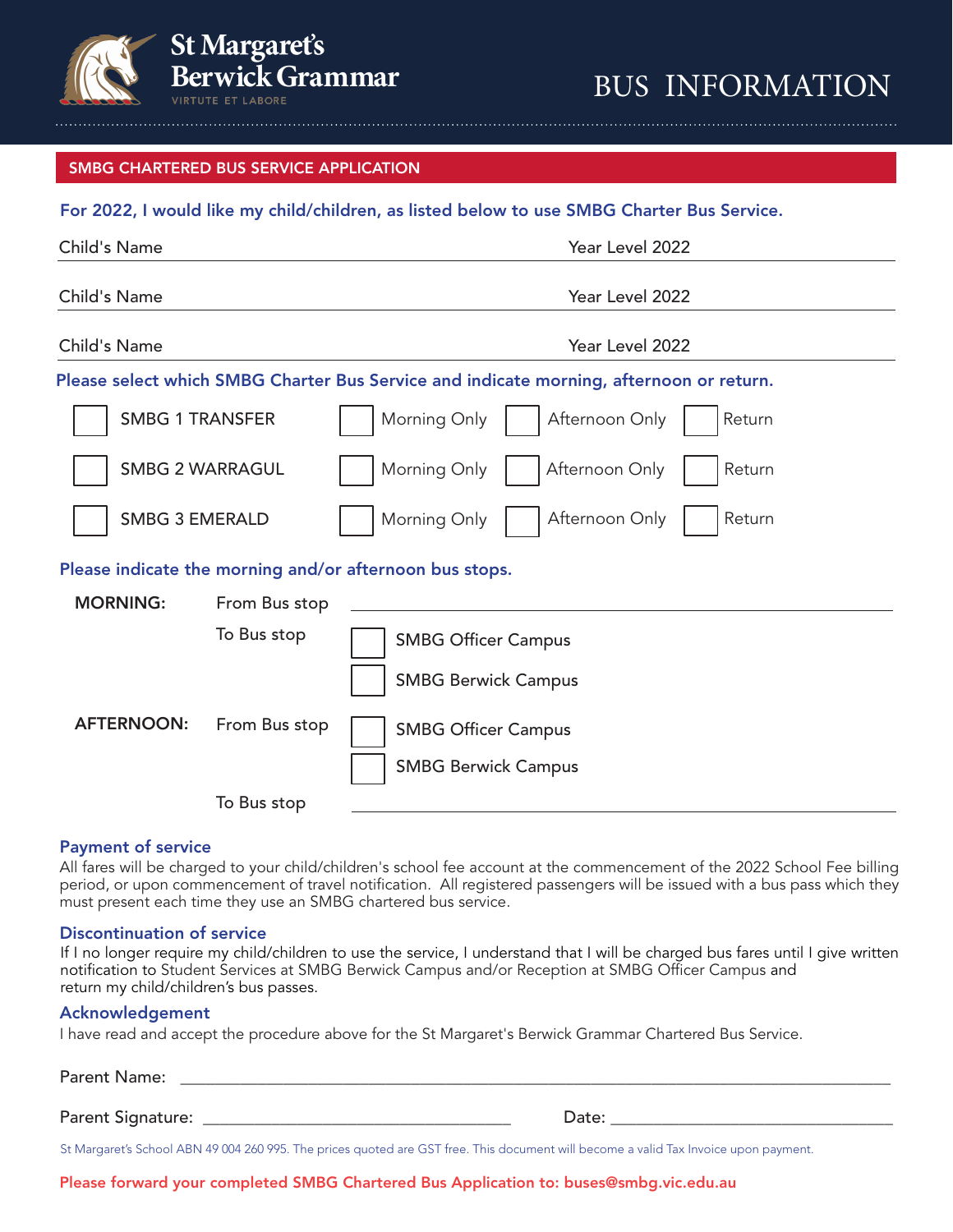St Margaret's Berwick Grammar

VIRTUTE ET LABORE

# BUS INFORMATION

## SMBG CHARTERED BUS SERVICE APPLICATION

**For 2022, I would like my child/children, as listed below to use SMBG Charter Bus Service.**

Child's Name ____________________ Year Level 2022 __________

Child's Name ____________________ Year Level 2022 __________

Child's Name ____________________ Year Level 2022 __________

**Please select which SMBG Charter Bus Service and indicate morning, afternoon or return.**

| | | | |
|---|---|---|---|
| ☐ SMBG 1 TRANSFER | ☐ Morning Only | ☐ Afternoon Only | ☐ Return |
| ☐ SMBG 2 WARRAGUL | ☐ Morning Only | ☐ Afternoon Only | ☐ Return |
| ☐ SMBG 3 EMERALD | ☐ Morning Only | ☐ Afternoon Only | ☐ Return |

**Please indicate the morning and/or afternoon bus stops.**

**MORNING:**

From Bus stop ____________________

To Bus stop
- ☐ SMBG Officer Campus
- ☐ SMBG Berwick Campus

**AFTERNOON:**

From Bus stop
- ☐ SMBG Officer Campus
- ☐ SMBG Berwick Campus

To Bus stop ____________________

### Payment of service

All fares will be charged to your child/children's school fee account at the commencement of the 2022 School Fee billing period, or upon commencement of travel notification. All registered passengers will be issued with a bus pass which they must present each time they use an SMBG chartered bus service.

### Discontinuation of service

If I no longer require my child/children to use the service, I understand that I will be charged bus fares until I give written notification to Student Services at SMBG Berwick Campus and/or Reception at SMBG Officer Campus and return my child/children's bus passes.

### Acknowledgement

I have read and accept the procedure above for the St Margaret's Berwick Grammar Chartered Bus Service.

Parent Name: ____________________

Parent Signature: ____________________ Date: ____________________

St Margaret's School ABN 49 004 260 995. The prices quoted are GST free. This document will become a valid Tax Invoice upon payment.

**Please forward your completed SMBG Chartered Bus Application to: buses@smbg.vic.edu.au**